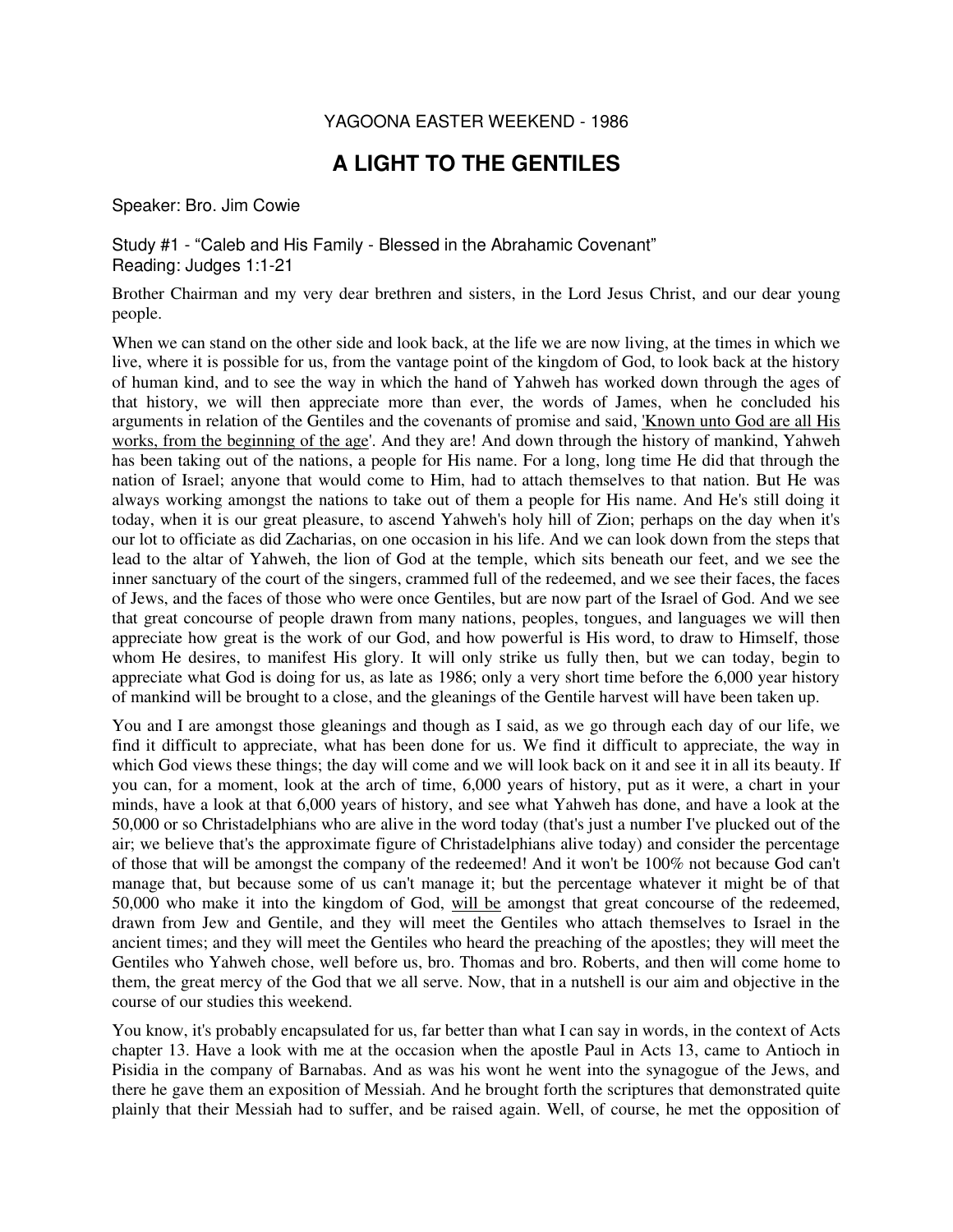YAGOONA EASTER WEEKEND - 1986

# A LIGHT TO THE GENTILES

Speaker: Bro. Jim Cowie

Study #1 - "Caleb and His Family - Blessed in the Abrahamic Covenant"
Reading: Judges 1:1-21

Brother Chairman and my very dear brethren and sisters, in the Lord Jesus Christ, and our dear young people.

When we can stand on the other side and look back, at the life we are now living, at the times in which we live, where it is possible for us, from the vantage point of the kingdom of God, to look back at the history of human kind, and to see the way in which the hand of Yahweh has worked down through the ages of that history, we will then appreciate more than ever, the words of James, when he concluded his arguments in relation of the Gentiles and the covenants of promise and said, 'Known unto God are all His works, from the beginning of the age'. And they are! And down through the history of mankind, Yahweh has been taking out of the nations, a people for His name. For a long, long time He did that through the nation of Israel; anyone that would come to Him, had to attach themselves to that nation. But He was always working amongst the nations to take out of them a people for His name. And He's still doing it today, when it is our great pleasure, to ascend Yahweh's holy hill of Zion; perhaps on the day when it's our lot to officiate as did Zacharias, on one occasion in his life. And we can look down from the steps that lead to the altar of Yahweh, the lion of God at the temple, which sits beneath our feet, and we see the inner sanctuary of the court of the singers, crammed full of the redeemed, and we see their faces, the faces of Jews, and the faces of those who were once Gentiles, but are now part of the Israel of God. And we see that great concourse of people drawn from many nations, peoples, tongues, and languages we will then appreciate how great is the work of our God, and how powerful is His word, to draw to Himself, those whom He desires, to manifest His glory. It will only strike us fully then, but we can today, begin to appreciate what God is doing for us, as late as 1986; only a very short time before the 6,000 year history of mankind will be brought to a close, and the gleanings of the Gentile harvest will have been taken up.

You and I are amongst those gleanings and though as I said, as we go through each day of our life, we find it difficult to appreciate, what has been done for us. We find it difficult to appreciate, the way in which God views these things; the day will come and we will look back on it and see it in all its beauty. If you can, for a moment, look at the arch of time, 6,000 years of history, put as it were, a chart in your minds, have a look at that 6,000 years of history, and see what Yahweh has done, and have a look at the 50,000 or so Christadelphians who are alive in the word today (that's just a number I've plucked out of the air; we believe that's the approximate figure of Christadelphians alive today) and consider the percentage of those that will be amongst the company of the redeemed! And it won't be 100% not because God can't manage that, but because some of us can't manage it; but the percentage whatever it might be of that 50,000 who make it into the kingdom of God, will be amongst that great concourse of the redeemed, drawn from Jew and Gentile, and they will meet the Gentiles who attach themselves to Israel in the ancient times; and they will meet the Gentiles who heard the preaching of the apostles; they will meet the Gentiles who Yahweh chose, well before us, bro. Thomas and bro. Roberts, and then will come home to them, the great mercy of the God that we all serve. Now, that in a nutshell is our aim and objective in the course of our studies this weekend.

You know, it's probably encapsulated for us, far better than what I can say in words, in the context of Acts chapter 13. Have a look with me at the occasion when the apostle Paul in Acts 13, came to Antioch in Pisidia in the company of Barnabas. And as was his wont he went into the synagogue of the Jews, and there he gave them an exposition of Messiah. And he brought forth the scriptures that demonstrated quite plainly that their Messiah had to suffer, and be raised again. Well, of course, he met the opposition of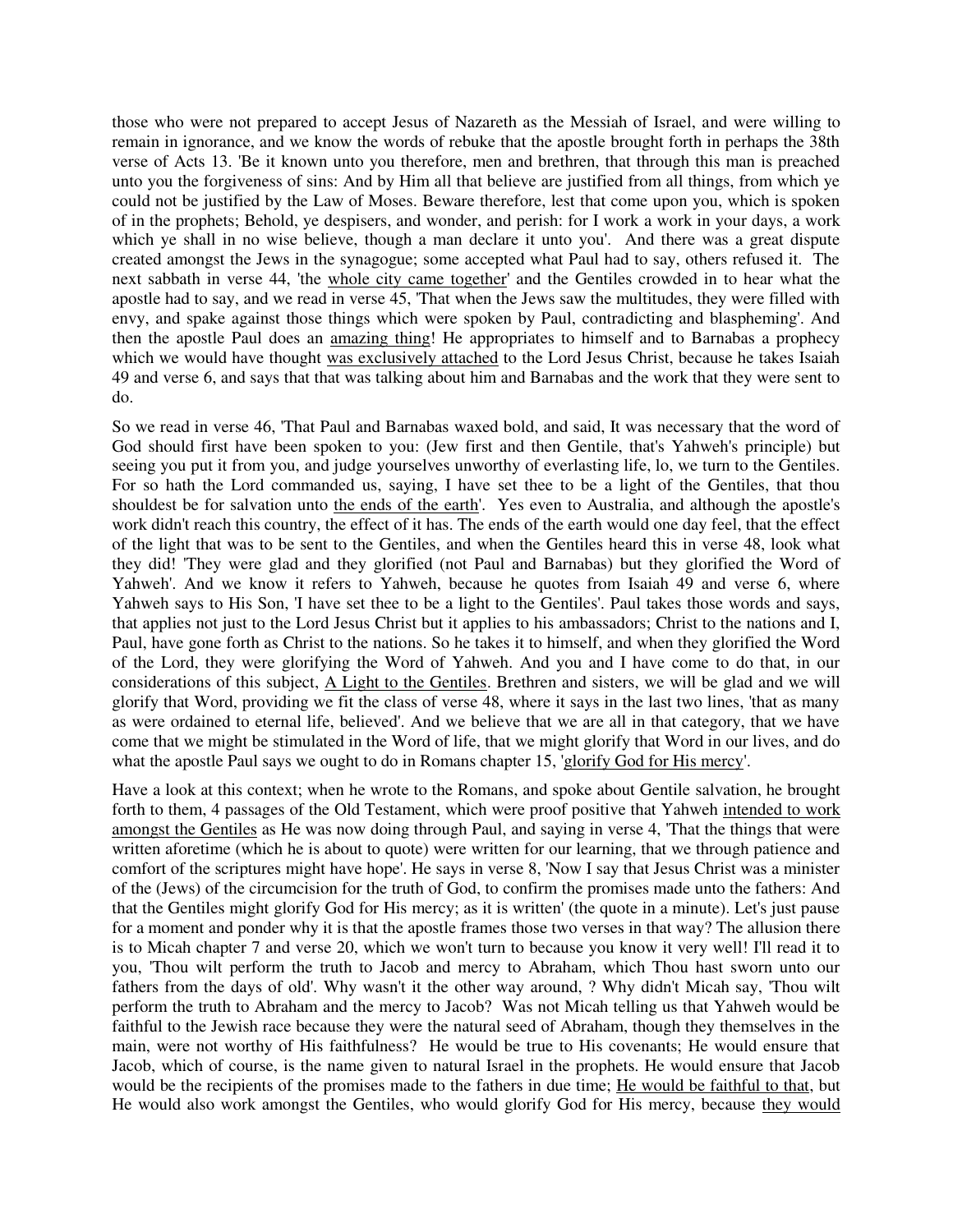those who were not prepared to accept Jesus of Nazareth as the Messiah of Israel, and were willing to remain in ignorance, and we know the words of rebuke that the apostle brought forth in perhaps the 38th verse of Acts 13. 'Be it known unto you therefore, men and brethren, that through this man is preached unto you the forgiveness of sins: And by Him all that believe are justified from all things, from which ye could not be justified by the Law of Moses. Beware therefore, lest that come upon you, which is spoken of in the prophets; Behold, ye despisers, and wonder, and perish: for I work a work in your days, a work which ye shall in no wise believe, though a man declare it unto you'. And there was a great dispute created amongst the Jews in the synagogue; some accepted what Paul had to say, others refused it. The next sabbath in verse 44, 'the whole city came together' and the Gentiles crowded in to hear what the apostle had to say, and we read in verse 45, 'That when the Jews saw the multitudes, they were filled with envy, and spake against those things which were spoken by Paul, contradicting and blaspheming'. And then the apostle Paul does an amazing thing! He appropriates to himself and to Barnabas a prophecy which we would have thought was exclusively attached to the Lord Jesus Christ, because he takes Isaiah 49 and verse 6, and says that that was talking about him and Barnabas and the work that they were sent to do.

So we read in verse 46, 'That Paul and Barnabas waxed bold, and said, It was necessary that the word of God should first have been spoken to you: (Jew first and then Gentile, that's Yahweh's principle) but seeing you put it from you, and judge yourselves unworthy of everlasting life, lo, we turn to the Gentiles. For so hath the Lord commanded us, saying, I have set thee to be a light of the Gentiles, that thou shouldest be for salvation unto the ends of the earth'. Yes even to Australia, and although the apostle's work didn't reach this country, the effect of it has. The ends of the earth would one day feel, that the effect of the light that was to be sent to the Gentiles, and when the Gentiles heard this in verse 48, look what they did! 'They were glad and they glorified (not Paul and Barnabas) but they glorified the Word of Yahweh'. And we know it refers to Yahweh, because he quotes from Isaiah 49 and verse 6, where Yahweh says to His Son, 'I have set thee to be a light to the Gentiles'. Paul takes those words and says, that applies not just to the Lord Jesus Christ but it applies to his ambassadors; Christ to the nations and I, Paul, have gone forth as Christ to the nations. So he takes it to himself, and when they glorified the Word of the Lord, they were glorifying the Word of Yahweh. And you and I have come to do that, in our considerations of this subject, A Light to the Gentiles. Brethren and sisters, we will be glad and we will glorify that Word, providing we fit the class of verse 48, where it says in the last two lines, 'that as many as were ordained to eternal life, believed'. And we believe that we are all in that category, that we have come that we might be stimulated in the Word of life, that we might glorify that Word in our lives, and do what the apostle Paul says we ought to do in Romans chapter 15, 'glorify God for His mercy'.

Have a look at this context; when he wrote to the Romans, and spoke about Gentile salvation, he brought forth to them, 4 passages of the Old Testament, which were proof positive that Yahweh intended to work amongst the Gentiles as He was now doing through Paul, and saying in verse 4, 'That the things that were written aforetime (which he is about to quote) were written for our learning, that we through patience and comfort of the scriptures might have hope'. He says in verse 8, 'Now I say that Jesus Christ was a minister of the (Jews) of the circumcision for the truth of God, to confirm the promises made unto the fathers: And that the Gentiles might glorify God for His mercy; as it is written' (the quote in a minute). Let's just pause for a moment and ponder why it is that the apostle frames those two verses in that way? The allusion there is to Micah chapter 7 and verse 20, which we won't turn to because you know it very well! I'll read it to you, 'Thou wilt perform the truth to Jacob and mercy to Abraham, which Thou hast sworn unto our fathers from the days of old'. Why wasn't it the other way around, ? Why didn't Micah say, 'Thou wilt perform the truth to Abraham and the mercy to Jacob? Was not Micah telling us that Yahweh would be faithful to the Jewish race because they were the natural seed of Abraham, though they themselves in the main, were not worthy of His faithfulness? He would be true to His covenants; He would ensure that Jacob, which of course, is the name given to natural Israel in the prophets. He would ensure that Jacob would be the recipients of the promises made to the fathers in due time; He would be faithful to that, but He would also work amongst the Gentiles, who would glorify God for His mercy, because they would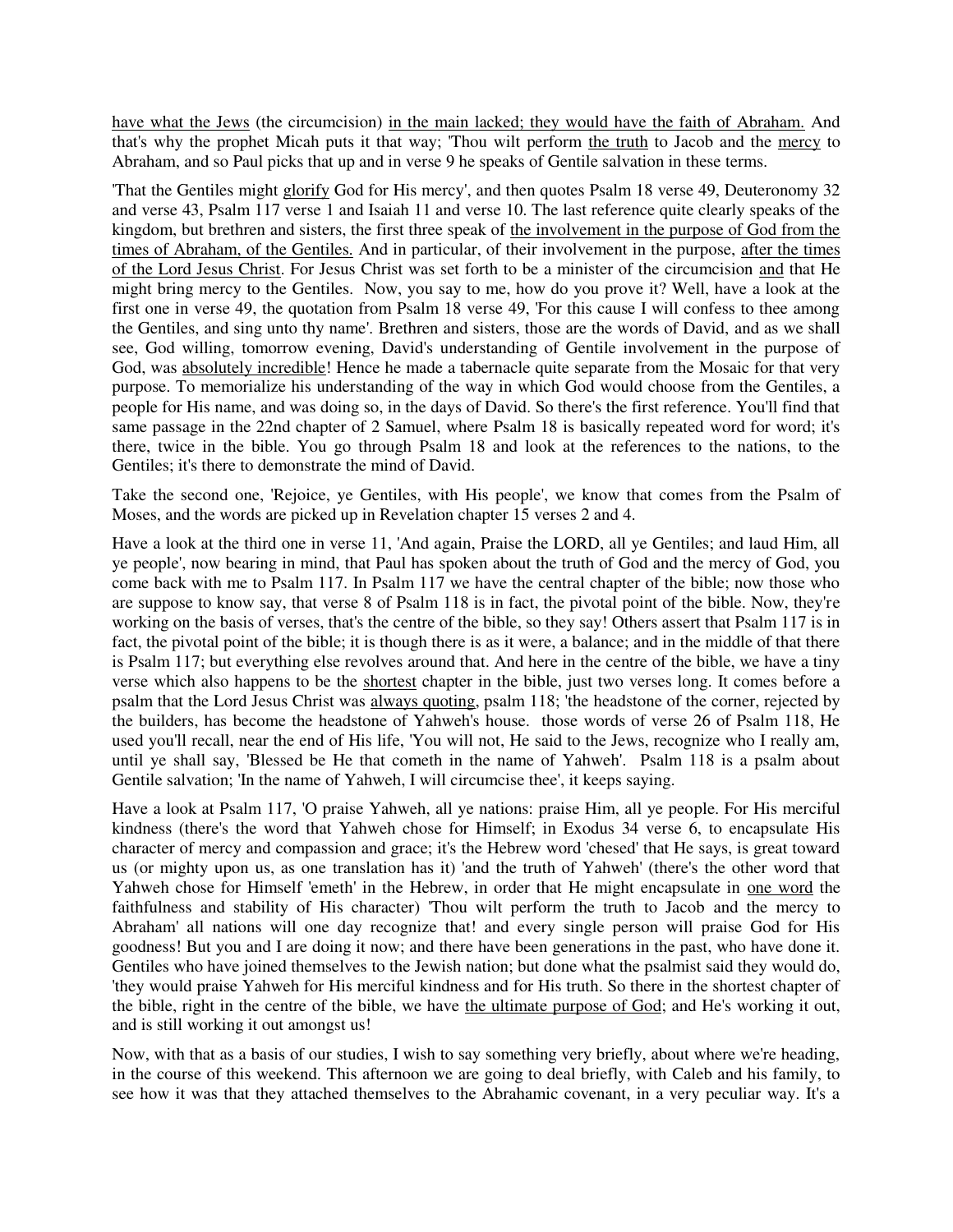have what the Jews (the circumcision) in the main lacked; they would have the faith of Abraham. And that's why the prophet Micah puts it that way; 'Thou wilt perform the truth to Jacob and the mercy to Abraham, and so Paul picks that up and in verse 9 he speaks of Gentile salvation in these terms.

'That the Gentiles might glorify God for His mercy', and then quotes Psalm 18 verse 49, Deuteronomy 32 and verse 43, Psalm 117 verse 1 and Isaiah 11 and verse 10. The last reference quite clearly speaks of the kingdom, but brethren and sisters, the first three speak of the involvement in the purpose of God from the times of Abraham, of the Gentiles. And in particular, of their involvement in the purpose, after the times of the Lord Jesus Christ. For Jesus Christ was set forth to be a minister of the circumcision and that He might bring mercy to the Gentiles. Now, you say to me, how do you prove it? Well, have a look at the first one in verse 49, the quotation from Psalm 18 verse 49, 'For this cause I will confess to thee among the Gentiles, and sing unto thy name'. Brethren and sisters, those are the words of David, and as we shall see, God willing, tomorrow evening, David's understanding of Gentile involvement in the purpose of God, was absolutely incredible! Hence he made a tabernacle quite separate from the Mosaic for that very purpose. To memorialize his understanding of the way in which God would choose from the Gentiles, a people for His name, and was doing so, in the days of David. So there's the first reference. You'll find that same passage in the 22nd chapter of 2 Samuel, where Psalm 18 is basically repeated word for word; it's there, twice in the bible. You go through Psalm 18 and look at the references to the nations, to the Gentiles; it's there to demonstrate the mind of David.

Take the second one, 'Rejoice, ye Gentiles, with His people', we know that comes from the Psalm of Moses, and the words are picked up in Revelation chapter 15 verses 2 and 4.

Have a look at the third one in verse 11, 'And again, Praise the LORD, all ye Gentiles; and laud Him, all ye people', now bearing in mind, that Paul has spoken about the truth of God and the mercy of God, you come back with me to Psalm 117. In Psalm 117 we have the central chapter of the bible; now those who are suppose to know say, that verse 8 of Psalm 118 is in fact, the pivotal point of the bible. Now, they're working on the basis of verses, that's the centre of the bible, so they say! Others assert that Psalm 117 is in fact, the pivotal point of the bible; it is though there is as it were, a balance; and in the middle of that there is Psalm 117; but everything else revolves around that. And here in the centre of the bible, we have a tiny verse which also happens to be the shortest chapter in the bible, just two verses long. It comes before a psalm that the Lord Jesus Christ was always quoting, psalm 118; 'the headstone of the corner, rejected by the builders, has become the headstone of Yahweh's house. those words of verse 26 of Psalm 118, He used you'll recall, near the end of His life, 'You will not, He said to the Jews, recognize who I really am, until ye shall say, 'Blessed be He that cometh in the name of Yahweh'. Psalm 118 is a psalm about Gentile salvation; 'In the name of Yahweh, I will circumcise thee', it keeps saying.

Have a look at Psalm 117, 'O praise Yahweh, all ye nations: praise Him, all ye people. For His merciful kindness (there's the word that Yahweh chose for Himself; in Exodus 34 verse 6, to encapsulate His character of mercy and compassion and grace; it's the Hebrew word 'chesed' that He says, is great toward us (or mighty upon us, as one translation has it) 'and the truth of Yahweh' (there's the other word that Yahweh chose for Himself 'emeth' in the Hebrew, in order that He might encapsulate in one word the faithfulness and stability of His character) 'Thou wilt perform the truth to Jacob and the mercy to Abraham' all nations will one day recognize that! and every single person will praise God for His goodness! But you and I are doing it now; and there have been generations in the past, who have done it. Gentiles who have joined themselves to the Jewish nation; but done what the psalmist said they would do, 'they would praise Yahweh for His merciful kindness and for His truth. So there in the shortest chapter of the bible, right in the centre of the bible, we have the ultimate purpose of God; and He's working it out, and is still working it out amongst us!

Now, with that as a basis of our studies, I wish to say something very briefly, about where we're heading, in the course of this weekend. This afternoon we are going to deal briefly, with Caleb and his family, to see how it was that they attached themselves to the Abrahamic covenant, in a very peculiar way. It's a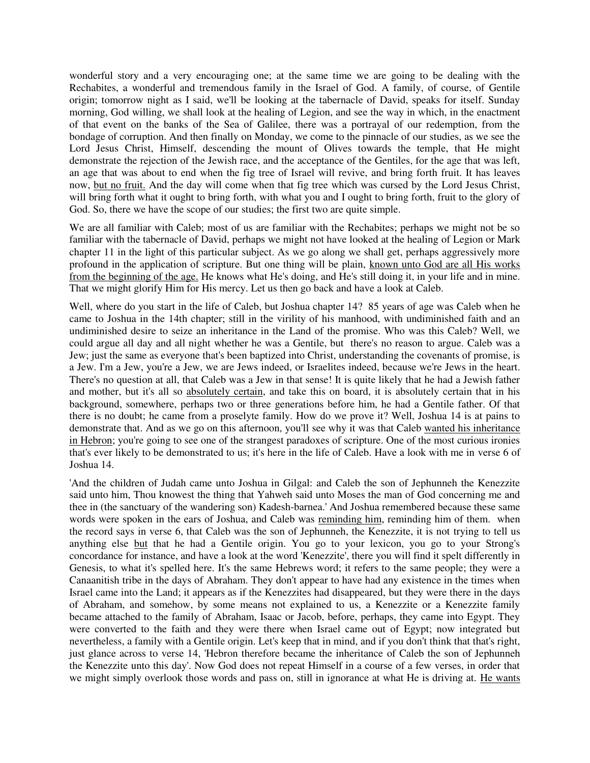wonderful story and a very encouraging one; at the same time we are going to be dealing with the Rechabites, a wonderful and tremendous family in the Israel of God. A family, of course, of Gentile origin; tomorrow night as I said, we'll be looking at the tabernacle of David, speaks for itself. Sunday morning, God willing, we shall look at the healing of Legion, and see the way in which, in the enactment of that event on the banks of the Sea of Galilee, there was a portrayal of our redemption, from the bondage of corruption. And then finally on Monday, we come to the pinnacle of our studies, as we see the Lord Jesus Christ, Himself, descending the mount of Olives towards the temple, that He might demonstrate the rejection of the Jewish race, and the acceptance of the Gentiles, for the age that was left, an age that was about to end when the fig tree of Israel will revive, and bring forth fruit. It has leaves now, <u>but no fruit.</u> And the day will come when that fig tree which was cursed by the Lord Jesus Christ, will bring forth what it ought to bring forth, with what you and I ought to bring forth, fruit to the glory of God. So, there we have the scope of our studies; the first two are quite simple.

We are all familiar with Caleb; most of us are familiar with the Rechabites; perhaps we might not be so familiar with the tabernacle of David, perhaps we might not have looked at the healing of Legion or Mark chapter 11 in the light of this particular subject. As we go along we shall get, perhaps aggressively more profound in the application of scripture. But one thing will be plain, <u>known unto God are all His works from the beginning of the age.</u> He knows what He's doing, and He's still doing it, in your life and in mine. That we might glorify Him for His mercy. Let us then go back and have a look at Caleb.

Well, where do you start in the life of Caleb, but Joshua chapter 14? 85 years of age was Caleb when he came to Joshua in the 14th chapter; still in the virility of his manhood, with undiminished faith and an undiminished desire to seize an inheritance in the Land of the promise. Who was this Caleb? Well, we could argue all day and all night whether he was a Gentile, but there's no reason to argue. Caleb was a Jew; just the same as everyone that's been baptized into Christ, understanding the covenants of promise, is a Jew. I'm a Jew, you're a Jew, we are Jews indeed, or Israelites indeed, because we're Jews in the heart. There's no question at all, that Caleb was a Jew in that sense! It is quite likely that he had a Jewish father and mother, but it's all so <u>absolutely certain</u>, and take this on board, it is absolutely certain that in his background, somewhere, perhaps two or three generations before him, he had a Gentile father. Of that there is no doubt; he came from a proselyte family. How do we prove it? Well, Joshua 14 is at pains to demonstrate that. And as we go on this afternoon, you'll see why it was that Caleb <u>wanted his inheritance in Hebron</u>; you're going to see one of the strangest paradoxes of scripture. One of the most curious ironies that's ever likely to be demonstrated to us; it's here in the life of Caleb. Have a look with me in verse 6 of Joshua 14.

'And the children of Judah came unto Joshua in Gilgal: and Caleb the son of Jephunneh the Kenezzite said unto him, Thou knowest the thing that Yahweh said unto Moses the man of God concerning me and thee in (the sanctuary of the wandering son) Kadesh-barnea.' And Joshua remembered because these same words were spoken in the ears of Joshua, and Caleb was <u>reminding him</u>, reminding him of them. when the record says in verse 6, that Caleb was the son of Jephunneh, the Kenezzite, it is not trying to tell us anything else <u>but</u> that he had a Gentile origin. You go to your lexicon, you go to your Strong's concordance for instance, and have a look at the word 'Kenezzite', there you will find it spelt differently in Genesis, to what it's spelled here. It's the same Hebrews word; it refers to the same people; they were a Canaanitish tribe in the days of Abraham. They don't appear to have had any existence in the times when Israel came into the Land; it appears as if the Kenezzites had disappeared, but they were there in the days of Abraham, and somehow, by some means not explained to us, a Kenezzite or a Kenezzite family became attached to the family of Abraham, Isaac or Jacob, before, perhaps, they came into Egypt. They were converted to the faith and they were there when Israel came out of Egypt; now integrated but nevertheless, a family with a Gentile origin. Let's keep that in mind, and if you don't think that that's right, just glance across to verse 14, 'Hebron therefore became the inheritance of Caleb the son of Jephunneh the Kenezzite unto this day'. Now God does not repeat Himself in a course of a few verses, in order that we might simply overlook those words and pass on, still in ignorance at what He is driving at. <u>He wants</u>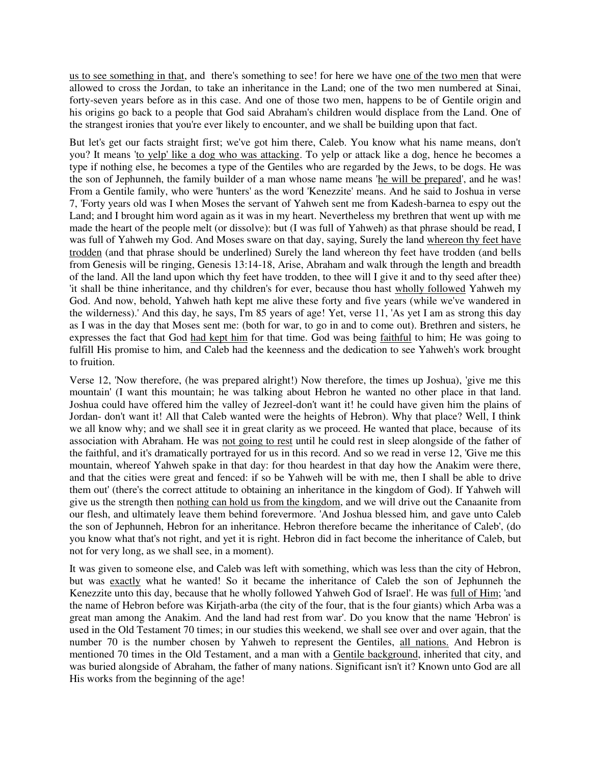us to see something in that, and there's something to see! for here we have one of the two men that were allowed to cross the Jordan, to take an inheritance in the Land; one of the two men numbered at Sinai, forty-seven years before as in this case. And one of those two men, happens to be of Gentile origin and his origins go back to a people that God said Abraham's children would displace from the Land. One of the strangest ironies that you're ever likely to encounter, and we shall be building upon that fact.

But let's get our facts straight first; we've got him there, Caleb. You know what his name means, don't you? It means 'to yelp' like a dog who was attacking. To yelp or attack like a dog, hence he becomes a type if nothing else, he becomes a type of the Gentiles who are regarded by the Jews, to be dogs. He was the son of Jephunneh, the family builder of a man whose name means 'he will be prepared', and he was! From a Gentile family, who were 'hunters' as the word 'Kenezzite' means. And he said to Joshua in verse 7, 'Forty years old was I when Moses the servant of Yahweh sent me from Kadesh-barnea to espy out the Land; and I brought him word again as it was in my heart. Nevertheless my brethren that went up with me made the heart of the people melt (or dissolve): but (I was full of Yahweh) as that phrase should be read, I was full of Yahweh my God. And Moses sware on that day, saying, Surely the land whereon thy feet have trodden (and that phrase should be underlined) Surely the land whereon thy feet have trodden (and bells from Genesis will be ringing, Genesis 13:14-18, Arise, Abraham and walk through the length and breadth of the land. All the land upon which thy feet have trodden, to thee will I give it and to thy seed after thee) 'it shall be thine inheritance, and thy children's for ever, because thou hast wholly followed Yahweh my God. And now, behold, Yahweh hath kept me alive these forty and five years (while we've wandered in the wilderness).' And this day, he says, I'm 85 years of age! Yet, verse 11, 'As yet I am as strong this day as I was in the day that Moses sent me: (both for war, to go in and to come out). Brethren and sisters, he expresses the fact that God had kept him for that time. God was being faithful to him; He was going to fulfill His promise to him, and Caleb had the keenness and the dedication to see Yahweh's work brought to fruition.

Verse 12, 'Now therefore, (he was prepared alright!) Now therefore, the times up Joshua), 'give me this mountain' (I want this mountain; he was talking about Hebron he wanted no other place in that land. Joshua could have offered him the valley of Jezreel-don't want it! he could have given him the plains of Jordan- don't want it! All that Caleb wanted were the heights of Hebron). Why that place? Well, I think we all know why; and we shall see it in great clarity as we proceed. He wanted that place, because of its association with Abraham. He was not going to rest until he could rest in sleep alongside of the father of the faithful, and it's dramatically portrayed for us in this record. And so we read in verse 12, 'Give me this mountain, whereof Yahweh spake in that day: for thou heardest in that day how the Anakim were there, and that the cities were great and fenced: if so be Yahweh will be with me, then I shall be able to drive them out' (there's the correct attitude to obtaining an inheritance in the kingdom of God). If Yahweh will give us the strength then nothing can hold us from the kingdom, and we will drive out the Canaanite from our flesh, and ultimately leave them behind forevermore. 'And Joshua blessed him, and gave unto Caleb the son of Jephunneh, Hebron for an inheritance. Hebron therefore became the inheritance of Caleb', (do you know what that's not right, and yet it is right. Hebron did in fact become the inheritance of Caleb, but not for very long, as we shall see, in a moment).

It was given to someone else, and Caleb was left with something, which was less than the city of Hebron, but was exactly what he wanted! So it became the inheritance of Caleb the son of Jephunneh the Kenezzite unto this day, because that he wholly followed Yahweh God of Israel'. He was full of Him; 'and the name of Hebron before was Kirjath-arba (the city of the four, that is the four giants) which Arba was a great man among the Anakim. And the land had rest from war'. Do you know that the name 'Hebron' is used in the Old Testament 70 times; in our studies this weekend, we shall see over and over again, that the number 70 is the number chosen by Yahweh to represent the Gentiles, all nations. And Hebron is mentioned 70 times in the Old Testament, and a man with a Gentile background, inherited that city, and was buried alongside of Abraham, the father of many nations. Significant isn't it? Known unto God are all His works from the beginning of the age!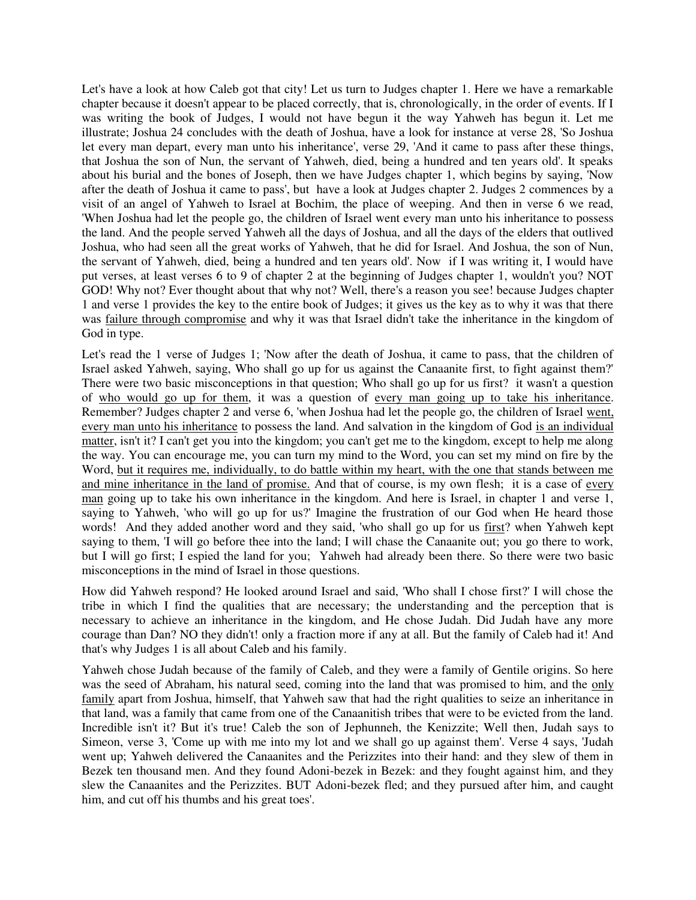Let's have a look at how Caleb got that city! Let us turn to Judges chapter 1. Here we have a remarkable chapter because it doesn't appear to be placed correctly, that is, chronologically, in the order of events. If I was writing the book of Judges, I would not have begun it the way Yahweh has begun it. Let me illustrate; Joshua 24 concludes with the death of Joshua, have a look for instance at verse 28, 'So Joshua let every man depart, every man unto his inheritance', verse 29, 'And it came to pass after these things, that Joshua the son of Nun, the servant of Yahweh, died, being a hundred and ten years old'. It speaks about his burial and the bones of Joseph, then we have Judges chapter 1, which begins by saying, 'Now after the death of Joshua it came to pass', but have a look at Judges chapter 2. Judges 2 commences by a visit of an angel of Yahweh to Israel at Bochim, the place of weeping. And then in verse 6 we read, 'When Joshua had let the people go, the children of Israel went every man unto his inheritance to possess the land. And the people served Yahweh all the days of Joshua, and all the days of the elders that outlived Joshua, who had seen all the great works of Yahweh, that he did for Israel. And Joshua, the son of Nun, the servant of Yahweh, died, being a hundred and ten years old'. Now if I was writing it, I would have put verses, at least verses 6 to 9 of chapter 2 at the beginning of Judges chapter 1, wouldn't you? NOT GOD! Why not? Ever thought about that why not? Well, there's a reason you see! because Judges chapter 1 and verse 1 provides the key to the entire book of Judges; it gives us the key as to why it was that there was <u>failure through compromise</u> and why it was that Israel didn't take the inheritance in the kingdom of God in type.

Let's read the 1 verse of Judges 1; 'Now after the death of Joshua, it came to pass, that the children of Israel asked Yahweh, saying, Who shall go up for us against the Canaanite first, to fight against them?' There were two basic misconceptions in that question; Who shall go up for us first? it wasn't a question of <u>who would go up for them</u>, it was a question of <u>every man going up to take his inheritance</u>. Remember? Judges chapter 2 and verse 6, 'when Joshua had let the people go, the children of Israel <u>went, every man unto his inheritance</u> to possess the land. And salvation in the kingdom of God <u>is an individual matter</u>, isn't it? I can't get you into the kingdom; you can't get me to the kingdom, except to help me along the way. You can encourage me, you can turn my mind to the Word, you can set my mind on fire by the Word, <u>but it requires me, individually, to do battle within my heart, with the one that stands between me and mine inheritance in the land of promise.</u> And that of course, is my own flesh; it is a case of <u>every man</u> going up to take his own inheritance in the kingdom. And here is Israel, in chapter 1 and verse 1, saying to Yahweh, 'who will go up for us?' Imagine the frustration of our God when He heard those words! And they added another word and they said, 'who shall go up for us <u>first</u>? when Yahweh kept saying to them, 'I will go before thee into the land; I will chase the Canaanite out; you go there to work, but I will go first; I espied the land for you; Yahweh had already been there. So there were two basic misconceptions in the mind of Israel in those questions.

How did Yahweh respond? He looked around Israel and said, 'Who shall I chose first?' I will chose the tribe in which I find the qualities that are necessary; the understanding and the perception that is necessary to achieve an inheritance in the kingdom, and He chose Judah. Did Judah have any more courage than Dan? NO they didn't! only a fraction more if any at all. But the family of Caleb had it! And that's why Judges 1 is all about Caleb and his family.

Yahweh chose Judah because of the family of Caleb, and they were a family of Gentile origins. So here was the seed of Abraham, his natural seed, coming into the land that was promised to him, and the <u>only family</u> apart from Joshua, himself, that Yahweh saw that had the right qualities to seize an inheritance in that land, was a family that came from one of the Canaanitish tribes that were to be evicted from the land. Incredible isn't it? But it's true! Caleb the son of Jephunneh, the Kenizzite; Well then, Judah says to Simeon, verse 3, 'Come up with me into my lot and we shall go up against them'. Verse 4 says, 'Judah went up; Yahweh delivered the Canaanites and the Perizzites into their hand: and they slew of them in Bezek ten thousand men. And they found Adoni-bezek in Bezek: and they fought against him, and they slew the Canaanites and the Perizzites. BUT Adoni-bezek fled; and they pursued after him, and caught him, and cut off his thumbs and his great toes'.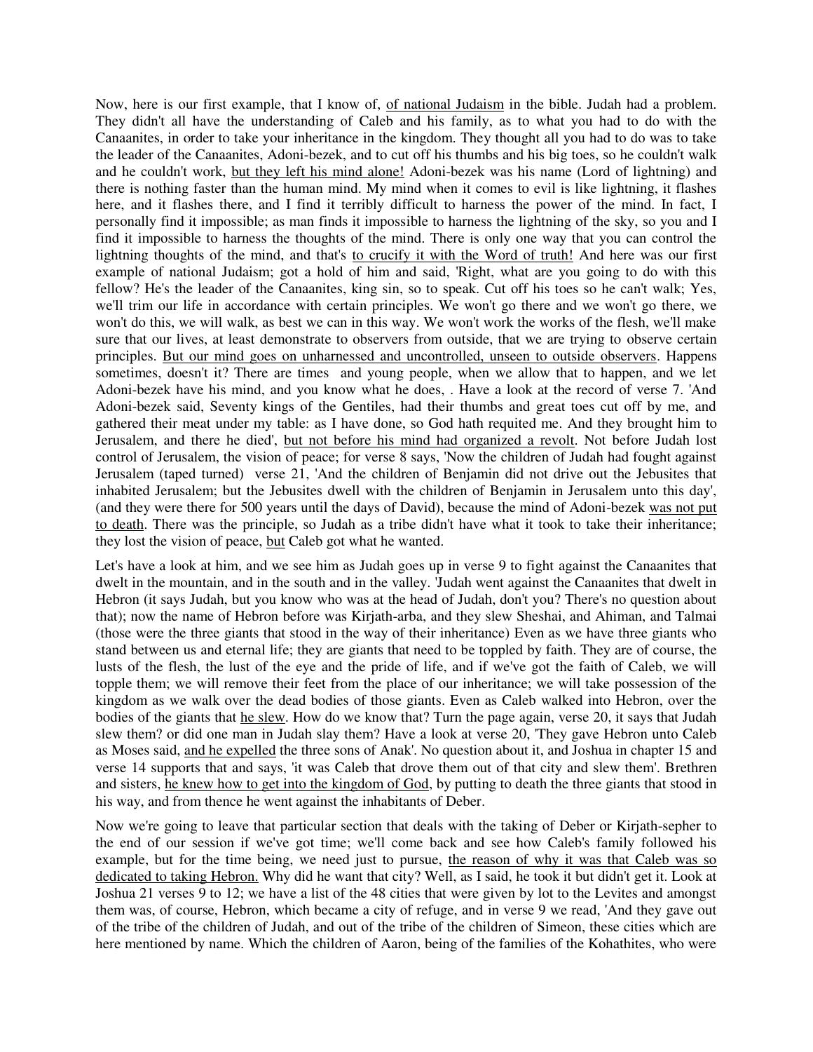Now, here is our first example, that I know of, <u>of national Judaism</u> in the bible. Judah had a problem. They didn't all have the understanding of Caleb and his family, as to what you had to do with the Canaanites, in order to take your inheritance in the kingdom. They thought all you had to do was to take the leader of the Canaanites, Adoni-bezek, and to cut off his thumbs and his big toes, so he couldn't walk and he couldn't work, <u>but they left his mind alone!</u> Adoni-bezek was his name (Lord of lightning) and there is nothing faster than the human mind. My mind when it comes to evil is like lightning, it flashes here, and it flashes there, and I find it terribly difficult to harness the power of the mind. In fact, I personally find it impossible; as man finds it impossible to harness the lightning of the sky, so you and I find it impossible to harness the thoughts of the mind. There is only one way that you can control the lightning thoughts of the mind, and that's <u>to crucify it with the Word of truth!</u> And here was our first example of national Judaism; got a hold of him and said, 'Right, what are you going to do with this fellow? He's the leader of the Canaanites, king sin, so to speak. Cut off his toes so he can't walk; Yes, we'll trim our life in accordance with certain principles. We won't go there and we won't go there, we won't do this, we will walk, as best we can in this way. We won't work the works of the flesh, we'll make sure that our lives, at least demonstrate to observers from outside, that we are trying to observe certain principles. <u>But our mind goes on unharnessed and uncontrolled, unseen to outside observers</u>. Happens sometimes, doesn't it? There are times and young people, when we allow that to happen, and we let Adoni-bezek have his mind, and you know what he does, . Have a look at the record of verse 7. 'And Adoni-bezek said, Seventy kings of the Gentiles, had their thumbs and great toes cut off by me, and gathered their meat under my table: as I have done, so God hath requited me. And they brought him to Jerusalem, and there he died', <u>but not before his mind had organized a revolt</u>. Not before Judah lost control of Jerusalem, the vision of peace; for verse 8 says, 'Now the children of Judah had fought against Jerusalem (taped turned) verse 21, 'And the children of Benjamin did not drive out the Jebusites that inhabited Jerusalem; but the Jebusites dwell with the children of Benjamin in Jerusalem unto this day', (and they were there for 500 years until the days of David), because the mind of Adoni-bezek <u>was not put to death</u>. There was the principle, so Judah as a tribe didn't have what it took to take their inheritance; they lost the vision of peace, <u>but</u> Caleb got what he wanted.

Let's have a look at him, and we see him as Judah goes up in verse 9 to fight against the Canaanites that dwelt in the mountain, and in the south and in the valley. 'Judah went against the Canaanites that dwelt in Hebron (it says Judah, but you know who was at the head of Judah, don't you? There's no question about that); now the name of Hebron before was Kirjath-arba, and they slew Sheshai, and Ahiman, and Talmai (those were the three giants that stood in the way of their inheritance) Even as we have three giants who stand between us and eternal life; they are giants that need to be toppled by faith. They are of course, the lusts of the flesh, the lust of the eye and the pride of life, and if we've got the faith of Caleb, we will topple them; we will remove their feet from the place of our inheritance; we will take possession of the kingdom as we walk over the dead bodies of those giants. Even as Caleb walked into Hebron, over the bodies of the giants that <u>he slew</u>. How do we know that? Turn the page again, verse 20, it says that Judah slew them? or did one man in Judah slay them? Have a look at verse 20, 'They gave Hebron unto Caleb as Moses said, <u>and he expelled</u> the three sons of Anak'. No question about it, and Joshua in chapter 15 and verse 14 supports that and says, 'it was Caleb that drove them out of that city and slew them'. Brethren and sisters, <u>he knew how to get into the kingdom of God</u>, by putting to death the three giants that stood in his way, and from thence he went against the inhabitants of Deber.

Now we're going to leave that particular section that deals with the taking of Deber or Kirjath-sepher to the end of our session if we've got time; we'll come back and see how Caleb's family followed his example, but for the time being, we need just to pursue, <u>the reason of why it was that Caleb was so dedicated to taking Hebron.</u> Why did he want that city? Well, as I said, he took it but didn't get it. Look at Joshua 21 verses 9 to 12; we have a list of the 48 cities that were given by lot to the Levites and amongst them was, of course, Hebron, which became a city of refuge, and in verse 9 we read, 'And they gave out of the tribe of the children of Judah, and out of the tribe of the children of Simeon, these cities which are here mentioned by name. Which the children of Aaron, being of the families of the Kohathites, who were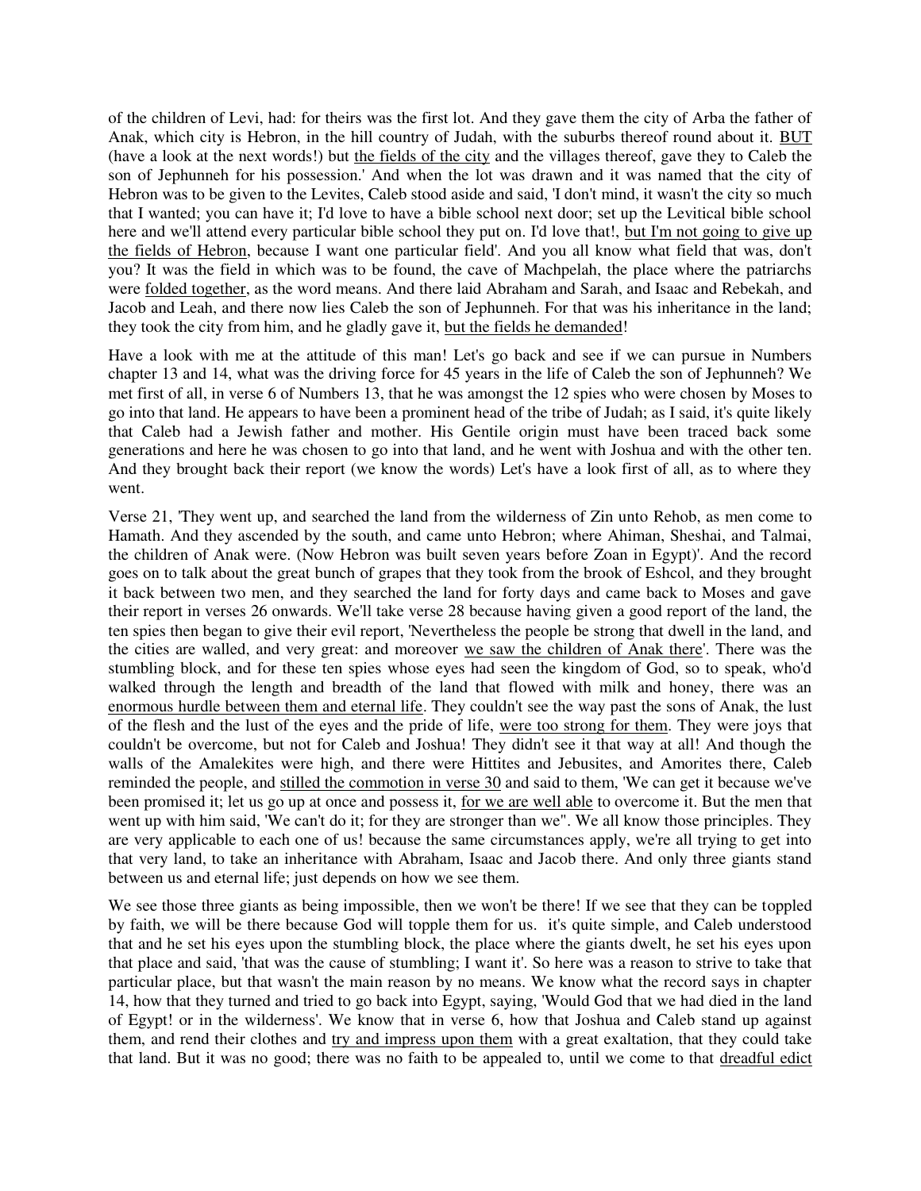of the children of Levi, had: for theirs was the first lot. And they gave them the city of Arba the father of Anak, which city is Hebron, in the hill country of Judah, with the suburbs thereof round about it. <u>BUT</u> (have a look at the next words!) but <u>the fields of the city</u> and the villages thereof, gave they to Caleb the son of Jephunneh for his possession.' And when the lot was drawn and it was named that the city of Hebron was to be given to the Levites, Caleb stood aside and said, 'I don't mind, it wasn't the city so much that I wanted; you can have it; I'd love to have a bible school next door; set up the Levitical bible school here and we'll attend every particular bible school they put on. I'd love that!, <u>but I'm not going to give up the fields of Hebron</u>, because I want one particular field'. And you all know what field that was, don't you? It was the field in which was to be found, the cave of Machpelah, the place where the patriarchs were <u>folded together</u>, as the word means. And there laid Abraham and Sarah, and Isaac and Rebekah, and Jacob and Leah, and there now lies Caleb the son of Jephunneh. For that was his inheritance in the land; they took the city from him, and he gladly gave it, <u>but the fields he demanded</u>!

Have a look with me at the attitude of this man! Let's go back and see if we can pursue in Numbers chapter 13 and 14, what was the driving force for 45 years in the life of Caleb the son of Jephunneh? We met first of all, in verse 6 of Numbers 13, that he was amongst the 12 spies who were chosen by Moses to go into that land. He appears to have been a prominent head of the tribe of Judah; as I said, it's quite likely that Caleb had a Jewish father and mother. His Gentile origin must have been traced back some generations and here he was chosen to go into that land, and he went with Joshua and with the other ten. And they brought back their report (we know the words) Let's have a look first of all, as to where they went.

Verse 21, 'They went up, and searched the land from the wilderness of Zin unto Rehob, as men come to Hamath. And they ascended by the south, and came unto Hebron; where Ahiman, Sheshai, and Talmai, the children of Anak were. (Now Hebron was built seven years before Zoan in Egypt)'. And the record goes on to talk about the great bunch of grapes that they took from the brook of Eshcol, and they brought it back between two men, and they searched the land for forty days and came back to Moses and gave their report in verses 26 onwards. We'll take verse 28 because having given a good report of the land, the ten spies then began to give their evil report, 'Nevertheless the people be strong that dwell in the land, and the cities are walled, and very great: and moreover <u>we saw the children of Anak there</u>'. There was the stumbling block, and for these ten spies whose eyes had seen the kingdom of God, so to speak, who'd walked through the length and breadth of the land that flowed with milk and honey, there was an <u>enormous hurdle between them and eternal life</u>. They couldn't see the way past the sons of Anak, the lust of the flesh and the lust of the eyes and the pride of life, <u>were too strong for them</u>. They were joys that couldn't be overcome, but not for Caleb and Joshua! They didn't see it that way at all! And though the walls of the Amalekites were high, and there were Hittites and Jebusites, and Amorites there, Caleb reminded the people, and <u>stilled the commotion in verse 30</u> and said to them, 'We can get it because we've been promised it; let us go up at once and possess it, <u>for we are well able</u> to overcome it. But the men that went up with him said, 'We can't do it; for they are stronger than we''. We all know those principles. They are very applicable to each one of us! because the same circumstances apply, we're all trying to get into that very land, to take an inheritance with Abraham, Isaac and Jacob there. And only three giants stand between us and eternal life; just depends on how we see them.

We see those three giants as being impossible, then we won't be there! If we see that they can be toppled by faith, we will be there because God will topple them for us. it's quite simple, and Caleb understood that and he set his eyes upon the stumbling block, the place where the giants dwelt, he set his eyes upon that place and said, 'that was the cause of stumbling; I want it'. So here was a reason to strive to take that particular place, but that wasn't the main reason by no means. We know what the record says in chapter 14, how that they turned and tried to go back into Egypt, saying, 'Would God that we had died in the land of Egypt! or in the wilderness'. We know that in verse 6, how that Joshua and Caleb stand up against them, and rend their clothes and <u>try and impress upon them</u> with a great exaltation, that they could take that land. But it was no good; there was no faith to be appealed to, until we come to that <u>dreadful edict</u>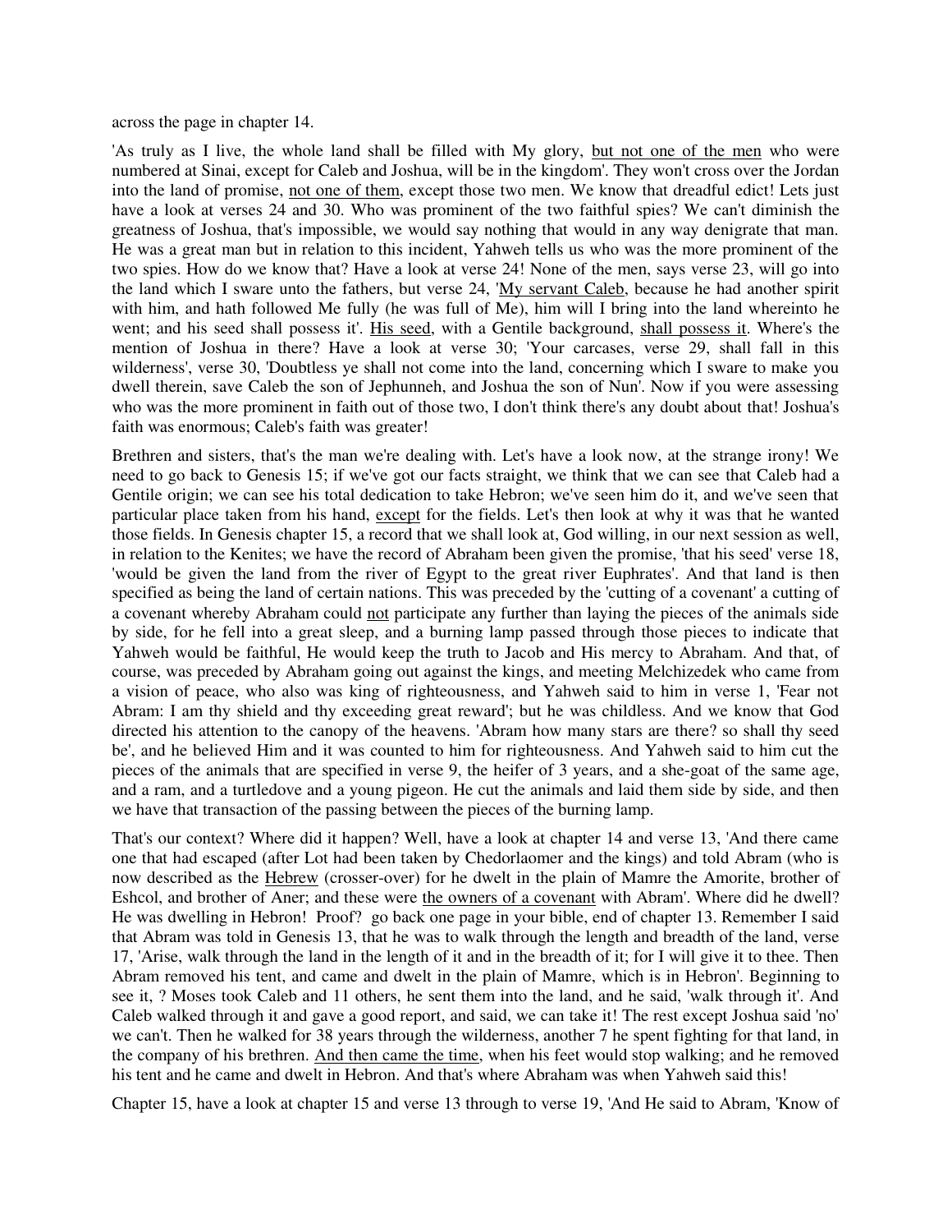across the page in chapter 14.

'As truly as I live, the whole land shall be filled with My glory, <u>but not one of the men</u> who were numbered at Sinai, except for Caleb and Joshua, will be in the kingdom'. They won't cross over the Jordan into the land of promise, <u>not one of them</u>, except those two men. We know that dreadful edict! Lets just have a look at verses 24 and 30. Who was prominent of the two faithful spies? We can't diminish the greatness of Joshua, that's impossible, we would say nothing that would in any way denigrate that man. He was a great man but in relation to this incident, Yahweh tells us who was the more prominent of the two spies. How do we know that? Have a look at verse 24! None of the men, says verse 23, will go into the land which I sware unto the fathers, but verse 24, '<u>My servant Caleb,</u> because he had another spirit with him, and hath followed Me fully (he was full of Me), him will I bring into the land whereinto he went; and his seed shall possess it'. <u>His seed</u>, with a Gentile background, <u>shall possess it</u>. Where's the mention of Joshua in there? Have a look at verse 30; 'Your carcases, verse 29, shall fall in this wilderness', verse 30, 'Doubtless ye shall not come into the land, concerning which I sware to make you dwell therein, save Caleb the son of Jephunneh, and Joshua the son of Nun'. Now if you were assessing who was the more prominent in faith out of those two, I don't think there's any doubt about that! Joshua's faith was enormous; Caleb's faith was greater!

Brethren and sisters, that's the man we're dealing with. Let's have a look now, at the strange irony! We need to go back to Genesis 15; if we've got our facts straight, we think that we can see that Caleb had a Gentile origin; we can see his total dedication to take Hebron; we've seen him do it, and we've seen that particular place taken from his hand, <u>except</u> for the fields. Let's then look at why it was that he wanted those fields. In Genesis chapter 15, a record that we shall look at, God willing, in our next session as well, in relation to the Kenites; we have the record of Abraham been given the promise, 'that his seed' verse 18, 'would be given the land from the river of Egypt to the great river Euphrates'. And that land is then specified as being the land of certain nations. This was preceded by the 'cutting of a covenant' a cutting of a covenant whereby Abraham could <u>not</u> participate any further than laying the pieces of the animals side by side, for he fell into a great sleep, and a burning lamp passed through those pieces to indicate that Yahweh would be faithful, He would keep the truth to Jacob and His mercy to Abraham. And that, of course, was preceded by Abraham going out against the kings, and meeting Melchizedek who came from a vision of peace, who also was king of righteousness, and Yahweh said to him in verse 1, 'Fear not Abram: I am thy shield and thy exceeding great reward'; but he was childless. And we know that God directed his attention to the canopy of the heavens. 'Abram how many stars are there? so shall thy seed be', and he believed Him and it was counted to him for righteousness. And Yahweh said to him cut the pieces of the animals that are specified in verse 9, the heifer of 3 years, and a she-goat of the same age, and a ram, and a turtledove and a young pigeon. He cut the animals and laid them side by side, and then we have that transaction of the passing between the pieces of the burning lamp.

That's our context? Where did it happen? Well, have a look at chapter 14 and verse 13, 'And there came one that had escaped (after Lot had been taken by Chedorlaomer and the kings) and told Abram (who is now described as the <u>Hebrew</u> (crosser-over) for he dwelt in the plain of Mamre the Amorite, brother of Eshcol, and brother of Aner; and these were <u>the owners of a covenant</u> with Abram'. Where did he dwell? He was dwelling in Hebron! Proof? go back one page in your bible, end of chapter 13. Remember I said that Abram was told in Genesis 13, that he was to walk through the length and breadth of the land, verse 17, 'Arise, walk through the land in the length of it and in the breadth of it; for I will give it to thee. Then Abram removed his tent, and came and dwelt in the plain of Mamre, which is in Hebron'. Beginning to see it, ? Moses took Caleb and 11 others, he sent them into the land, and he said, 'walk through it'. And Caleb walked through it and gave a good report, and said, we can take it! The rest except Joshua said 'no' we can't. Then he walked for 38 years through the wilderness, another 7 he spent fighting for that land, in the company of his brethren. <u>And then came the time</u>, when his feet would stop walking; and he removed his tent and he came and dwelt in Hebron. And that's where Abraham was when Yahweh said this!

Chapter 15, have a look at chapter 15 and verse 13 through to verse 19, 'And He said to Abram, 'Know of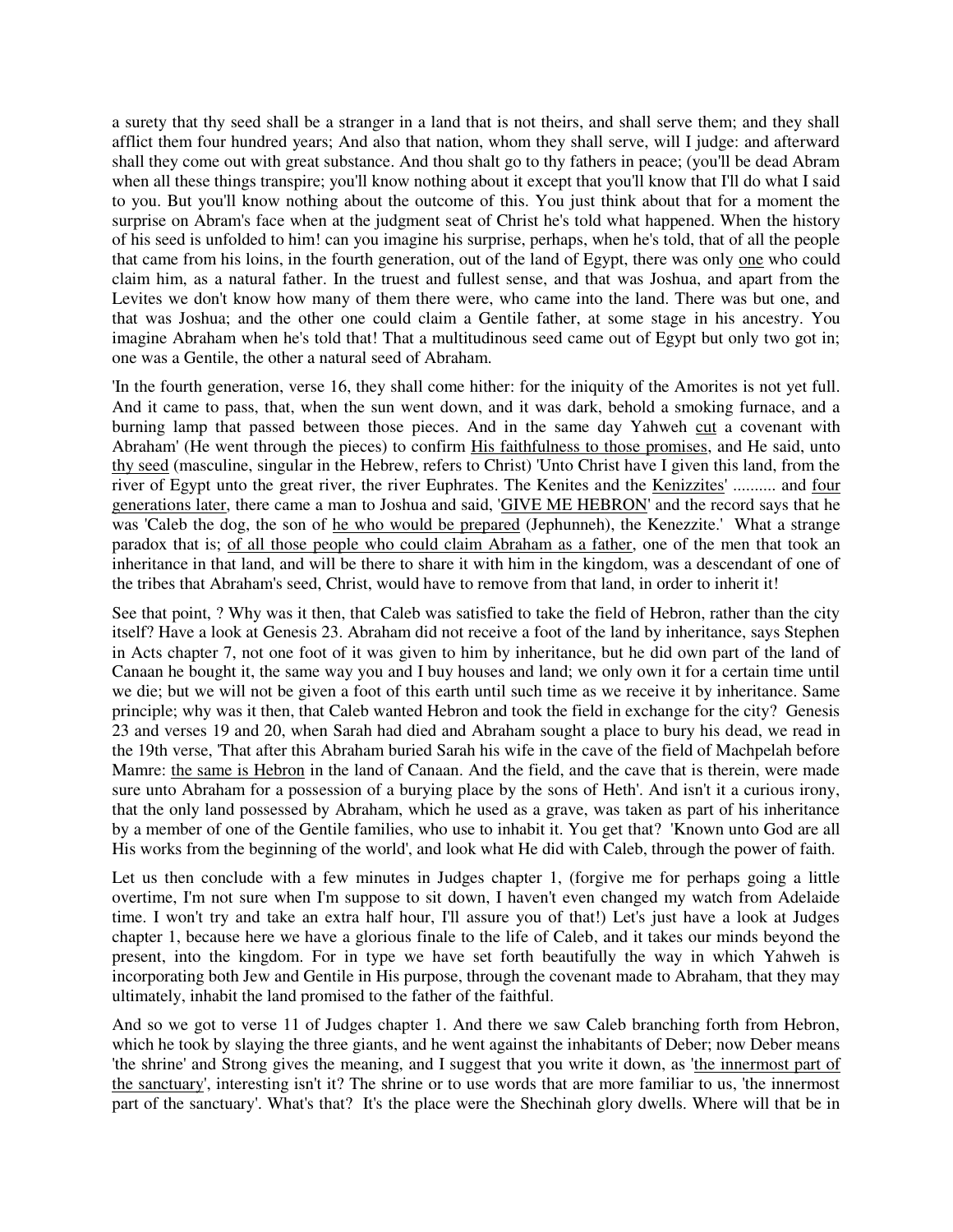a surety that thy seed shall be a stranger in a land that is not theirs, and shall serve them; and they shall afflict them four hundred years; And also that nation, whom they shall serve, will I judge: and afterward shall they come out with great substance. And thou shalt go to thy fathers in peace; (you'll be dead Abram when all these things transpire; you'll know nothing about it except that you'll know that I'll do what I said to you. But you'll know nothing about the outcome of this. You just think about that for a moment the surprise on Abram's face when at the judgment seat of Christ he's told what happened. When the history of his seed is unfolded to him! can you imagine his surprise, perhaps, when he's told, that of all the people that came from his loins, in the fourth generation, out of the land of Egypt, there was only one who could claim him, as a natural father. In the truest and fullest sense, and that was Joshua, and apart from the Levites we don't know how many of them there were, who came into the land. There was but one, and that was Joshua; and the other one could claim a Gentile father, at some stage in his ancestry. You imagine Abraham when he's told that! That a multitudinous seed came out of Egypt but only two got in; one was a Gentile, the other a natural seed of Abraham.

'In the fourth generation, verse 16, they shall come hither: for the iniquity of the Amorites is not yet full. And it came to pass, that, when the sun went down, and it was dark, behold a smoking furnace, and a burning lamp that passed between those pieces. And in the same day Yahweh cut a covenant with Abraham' (He went through the pieces) to confirm His faithfulness to those promises, and He said, unto thy seed (masculine, singular in the Hebrew, refers to Christ) 'Unto Christ have I given this land, from the river of Egypt unto the great river, the river Euphrates. The Kenites and the Kenizzites' .......... and four generations later, there came a man to Joshua and said, 'GIVE ME HEBRON' and the record says that he was 'Caleb the dog, the son of he who would be prepared (Jephunneh), the Kenezzite.' What a strange paradox that is; of all those people who could claim Abraham as a father, one of the men that took an inheritance in that land, and will be there to share it with him in the kingdom, was a descendant of one of the tribes that Abraham's seed, Christ, would have to remove from that land, in order to inherit it!

See that point, ? Why was it then, that Caleb was satisfied to take the field of Hebron, rather than the city itself? Have a look at Genesis 23. Abraham did not receive a foot of the land by inheritance, says Stephen in Acts chapter 7, not one foot of it was given to him by inheritance, but he did own part of the land of Canaan he bought it, the same way you and I buy houses and land; we only own it for a certain time until we die; but we will not be given a foot of this earth until such time as we receive it by inheritance. Same principle; why was it then, that Caleb wanted Hebron and took the field in exchange for the city? Genesis 23 and verses 19 and 20, when Sarah had died and Abraham sought a place to bury his dead, we read in the 19th verse, 'That after this Abraham buried Sarah his wife in the cave of the field of Machpelah before Mamre: the same is Hebron in the land of Canaan. And the field, and the cave that is therein, were made sure unto Abraham for a possession of a burying place by the sons of Heth'. And isn't it a curious irony, that the only land possessed by Abraham, which he used as a grave, was taken as part of his inheritance by a member of one of the Gentile families, who use to inhabit it. You get that? 'Known unto God are all His works from the beginning of the world', and look what He did with Caleb, through the power of faith.

Let us then conclude with a few minutes in Judges chapter 1, (forgive me for perhaps going a little overtime, I'm not sure when I'm suppose to sit down, I haven't even changed my watch from Adelaide time. I won't try and take an extra half hour, I'll assure you of that!) Let's just have a look at Judges chapter 1, because here we have a glorious finale to the life of Caleb, and it takes our minds beyond the present, into the kingdom. For in type we have set forth beautifully the way in which Yahweh is incorporating both Jew and Gentile in His purpose, through the covenant made to Abraham, that they may ultimately, inhabit the land promised to the father of the faithful.

And so we got to verse 11 of Judges chapter 1. And there we saw Caleb branching forth from Hebron, which he took by slaying the three giants, and he went against the inhabitants of Deber; now Deber means 'the shrine' and Strong gives the meaning, and I suggest that you write it down, as 'the innermost part of the sanctuary', interesting isn't it? The shrine or to use words that are more familiar to us, 'the innermost part of the sanctuary'. What's that? It's the place were the Shechinah glory dwells. Where will that be in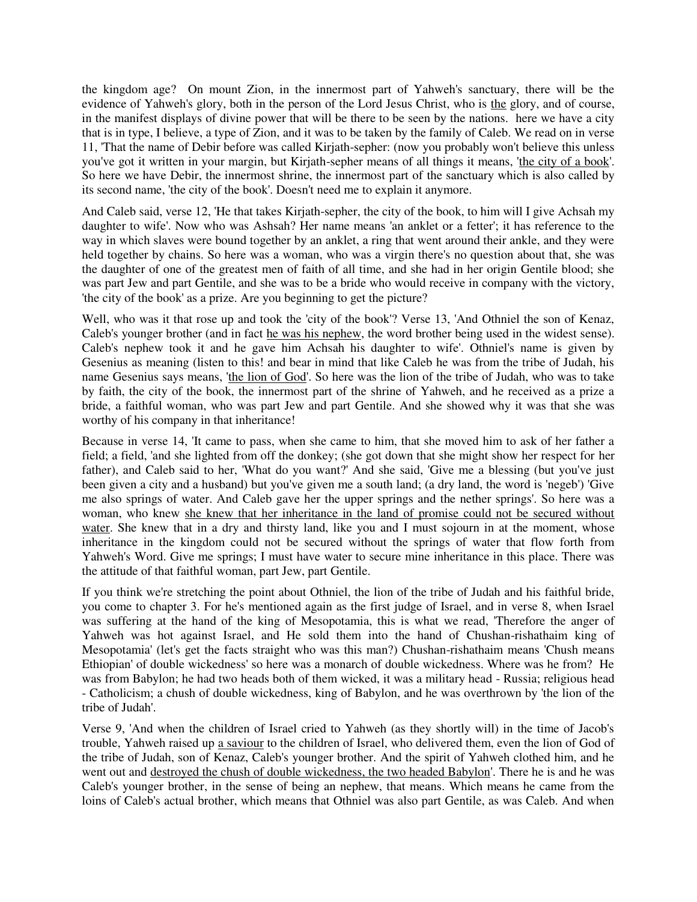the kingdom age? On mount Zion, in the innermost part of Yahweh's sanctuary, there will be the evidence of Yahweh's glory, both in the person of the Lord Jesus Christ, who is the glory, and of course, in the manifest displays of divine power that will be there to be seen by the nations. here we have a city that is in type, I believe, a type of Zion, and it was to be taken by the family of Caleb. We read on in verse 11, 'That the name of Debir before was called Kirjath-sepher: (now you probably won't believe this unless you've got it written in your margin, but Kirjath-sepher means of all things it means, 'the city of a book'. So here we have Debir, the innermost shrine, the innermost part of the sanctuary which is also called by its second name, 'the city of the book'. Doesn't need me to explain it anymore.

And Caleb said, verse 12, 'He that takes Kirjath-sepher, the city of the book, to him will I give Achsah my daughter to wife'. Now who was Ashsah? Her name means 'an anklet or a fetter'; it has reference to the way in which slaves were bound together by an anklet, a ring that went around their ankle, and they were held together by chains. So here was a woman, who was a virgin there's no question about that, she was the daughter of one of the greatest men of faith of all time, and she had in her origin Gentile blood; she was part Jew and part Gentile, and she was to be a bride who would receive in company with the victory, 'the city of the book' as a prize. Are you beginning to get the picture?

Well, who was it that rose up and took the 'city of the book'? Verse 13, 'And Othniel the son of Kenaz, Caleb's younger brother (and in fact he was his nephew, the word brother being used in the widest sense). Caleb's nephew took it and he gave him Achsah his daughter to wife'. Othniel's name is given by Gesenius as meaning (listen to this! and bear in mind that like Caleb he was from the tribe of Judah, his name Gesenius says means, 'the lion of God'. So here was the lion of the tribe of Judah, who was to take by faith, the city of the book, the innermost part of the shrine of Yahweh, and he received as a prize a bride, a faithful woman, who was part Jew and part Gentile. And she showed why it was that she was worthy of his company in that inheritance!

Because in verse 14, 'It came to pass, when she came to him, that she moved him to ask of her father a field; a field, 'and she lighted from off the donkey; (she got down that she might show her respect for her father), and Caleb said to her, 'What do you want?' And she said, 'Give me a blessing (but you've just been given a city and a husband) but you've given me a south land; (a dry land, the word is 'negeb') 'Give me also springs of water. And Caleb gave her the upper springs and the nether springs'. So here was a woman, who knew she knew that her inheritance in the land of promise could not be secured without water. She knew that in a dry and thirsty land, like you and I must sojourn in at the moment, whose inheritance in the kingdom could not be secured without the springs of water that flow forth from Yahweh's Word. Give me springs; I must have water to secure mine inheritance in this place. There was the attitude of that faithful woman, part Jew, part Gentile.

If you think we're stretching the point about Othniel, the lion of the tribe of Judah and his faithful bride, you come to chapter 3. For he's mentioned again as the first judge of Israel, and in verse 8, when Israel was suffering at the hand of the king of Mesopotamia, this is what we read, 'Therefore the anger of Yahweh was hot against Israel, and He sold them into the hand of Chushan-rishathaim king of Mesopotamia' (let's get the facts straight who was this man?) Chushan-rishathaim means 'Chush means Ethiopian' of double wickedness' so here was a monarch of double wickedness. Where was he from? He was from Babylon; he had two heads both of them wicked, it was a military head - Russia; religious head - Catholicism; a chush of double wickedness, king of Babylon, and he was overthrown by 'the lion of the tribe of Judah'.

Verse 9, 'And when the children of Israel cried to Yahweh (as they shortly will) in the time of Jacob's trouble, Yahweh raised up a saviour to the children of Israel, who delivered them, even the lion of God of the tribe of Judah, son of Kenaz, Caleb's younger brother. And the spirit of Yahweh clothed him, and he went out and destroyed the chush of double wickedness, the two headed Babylon'. There he is and he was Caleb's younger brother, in the sense of being an nephew, that means. Which means he came from the loins of Caleb's actual brother, which means that Othniel was also part Gentile, as was Caleb. And when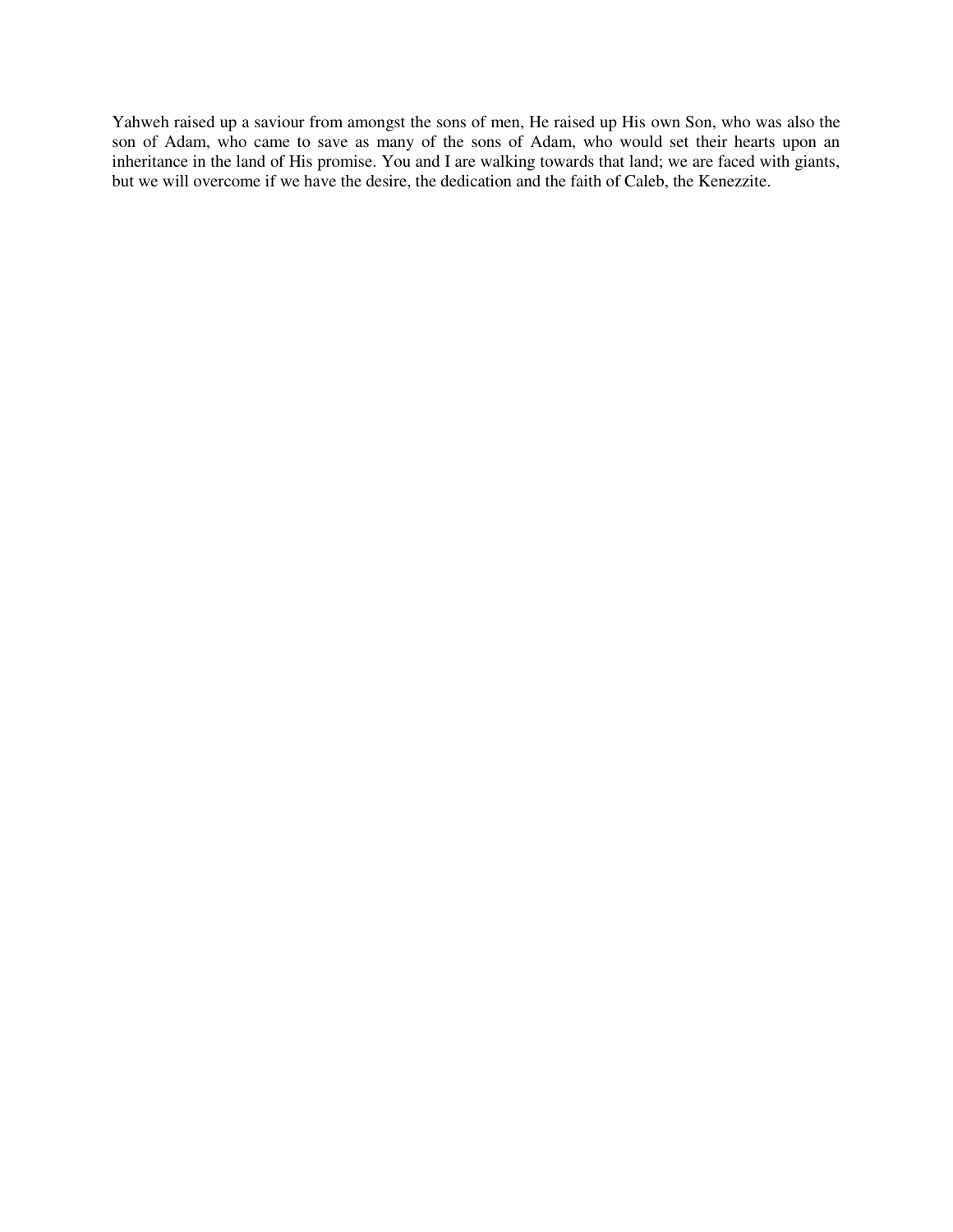Yahweh raised up a saviour from amongst the sons of men, He raised up His own Son, who was also the son of Adam, who came to save as many of the sons of Adam, who would set their hearts upon an inheritance in the land of His promise. You and I are walking towards that land; we are faced with giants, but we will overcome if we have the desire, the dedication and the faith of Caleb, the Kenezzite.